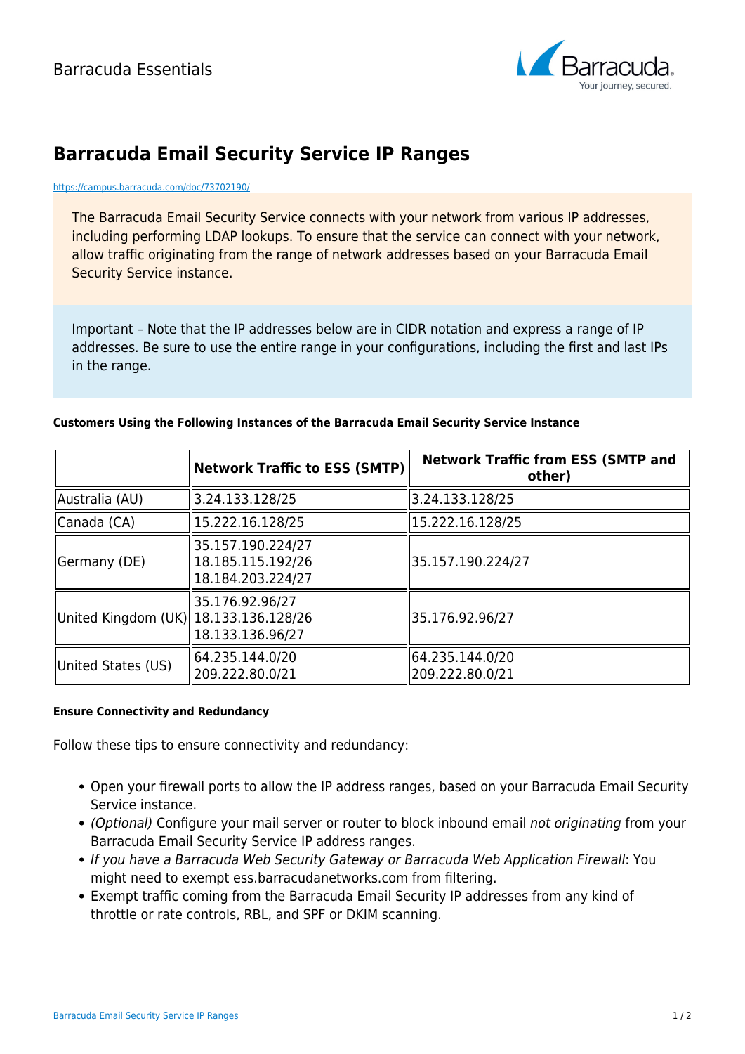# Barracuda Email Security Service IP Ranges

https://campus.barracuda.com/doc/73702190/

The Barracuda Email Security Service connects with your network from various IP addresses, including performing LDAP lookups. To ensure that the service can connect with your network, allow traffic originating from the range of network addresses based on your Barracuda Email Security Service instance.

Important – Note that the IP addresses below are in CIDR notation and express a range of IP addresses. Be sure to use the entire range in your configurations, including the first and last IPs in the range.

#### Customers Using the Following Instances of the Barracuda Email Security Service Instance

| | Network Traffic to ESS (SMTP) | Network Traffic from ESS (SMTP and other) |
|---|---|---|
| Australia (AU) | 3.24.133.128/25 | 3.24.133.128/25 |
| Canada (CA) | 15.222.16.128/25 | 15.222.16.128/25 |
| Germany (DE) | 35.157.190.224/27<br>18.185.115.192/26<br>18.184.203.224/27 | 35.157.190.224/27 |
| United Kingdom (UK) | 35.176.92.96/27<br>18.133.136.128/26<br>18.133.136.96/27 | 35.176.92.96/27 |
| United States (US) | 64.235.144.0/20<br>209.222.80.0/21 | 64.235.144.0/20<br>209.222.80.0/21 |

#### Ensure Connectivity and Redundancy

Follow these tips to ensure connectivity and redundancy:

- Open your firewall ports to allow the IP address ranges, based on your Barracuda Email Security Service instance.
- *(Optional)* Configure your mail server or router to block inbound email *not originating* from your Barracuda Email Security Service IP address ranges.
- *If you have a Barracuda Web Security Gateway or Barracuda Web Application Firewall*: You might need to exempt ess.barracudanetworks.com from filtering.
- Exempt traffic coming from the Barracuda Email Security IP addresses from any kind of throttle or rate controls, RBL, and SPF or DKIM scanning.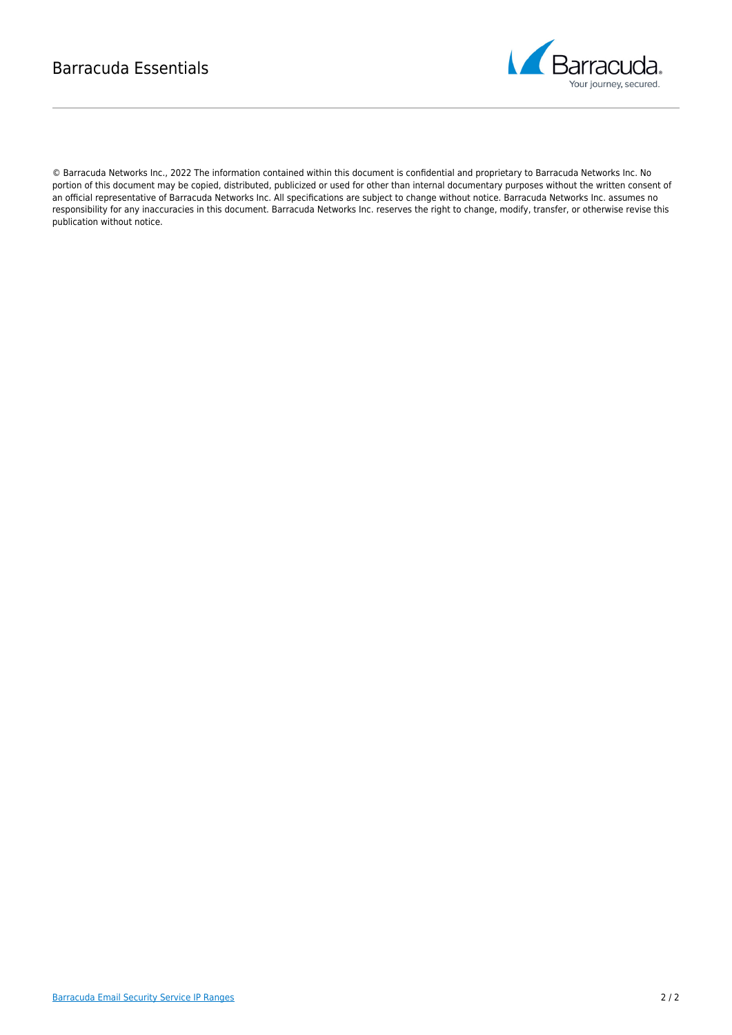© Barracuda Networks Inc., 2022 The information contained within this document is confidential and proprietary to Barracuda Networks Inc. No portion of this document may be copied, distributed, publicized or used for other than internal documentary purposes without the written consent of an official representative of Barracuda Networks Inc. All specifications are subject to change without notice. Barracuda Networks Inc. assumes no responsibility for any inaccuracies in this document. Barracuda Networks Inc. reserves the right to change, modify, transfer, or otherwise revise this publication without notice.